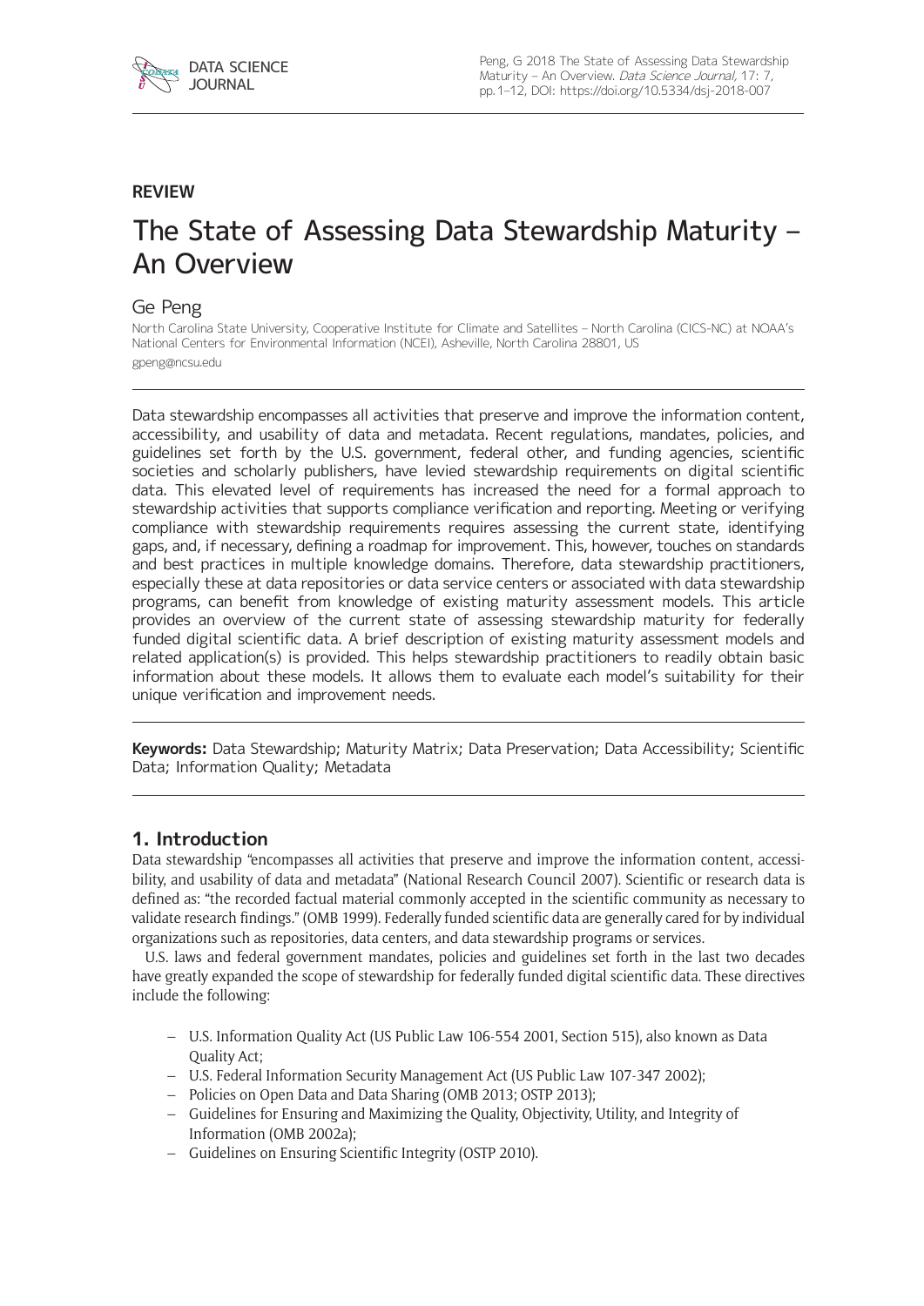**REVIEW**

# The State of Assessing Data Stewardship Maturity – An Overview

Ge Peng

North Carolina State University, Cooperative Institute for Climate and Satellites – North Carolina (CICS-NC) at NOAA's National Centers for Environmental Information (NCEI), Asheville, North Carolina 28801, US

gpeng@ncsu.edu

Data stewardship encompasses all activities that preserve and improve the information content, accessibility, and usability of data and metadata. Recent regulations, mandates, policies, and guidelines set forth by the U.S. government, federal other, and funding agencies, scientific societies and scholarly publishers, have levied stewardship requirements on digital scientific data. This elevated level of requirements has increased the need for a formal approach to stewardship activities that supports compliance verification and reporting. Meeting or verifying compliance with stewardship requirements requires assessing the current state, identifying gaps, and, if necessary, defining a roadmap for improvement. This, however, touches on standards and best practices in multiple knowledge domains. Therefore, data stewardship practitioners, especially these at data repositories or data service centers or associated with data stewardship programs, can benefit from knowledge of existing maturity assessment models. This article provides an overview of the current state of assessing stewardship maturity for federally funded digital scientific data. A brief description of existing maturity assessment models and related application(s) is provided. This helps stewardship practitioners to readily obtain basic information about these models. It allows them to evaluate each model's suitability for their unique verification and improvement needs.

**Keywords:** Data Stewardship; Maturity Matrix; Data Preservation; Data Accessibility; Scientific Data; Information Quality; Metadata

## 1. Introduction

Data stewardship "encompasses all activities that preserve and improve the information content, accessibility, and usability of data and metadata" (National Research Council 2007). Scientific or research data is defined as: "the recorded factual material commonly accepted in the scientific community as necessary to validate research findings." (OMB 1999). Federally funded scientific data are generally cared for by individual organizations such as repositories, data centers, and data stewardship programs or services.

U.S. laws and federal government mandates, policies and guidelines set forth in the last two decades have greatly expanded the scope of stewardship for federally funded digital scientific data. These directives include the following:

- U.S. Information Quality Act (US Public Law 106-554 2001, Section 515), also known as Data Quality Act;
- U.S. Federal Information Security Management Act (US Public Law 107-347 2002);
- Policies on Open Data and Data Sharing (OMB 2013; OSTP 2013);
- Guidelines for Ensuring and Maximizing the Quality, Objectivity, Utility, and Integrity of Information (OMB 2002a);
- Guidelines on Ensuring Scientific Integrity (OSTP 2010).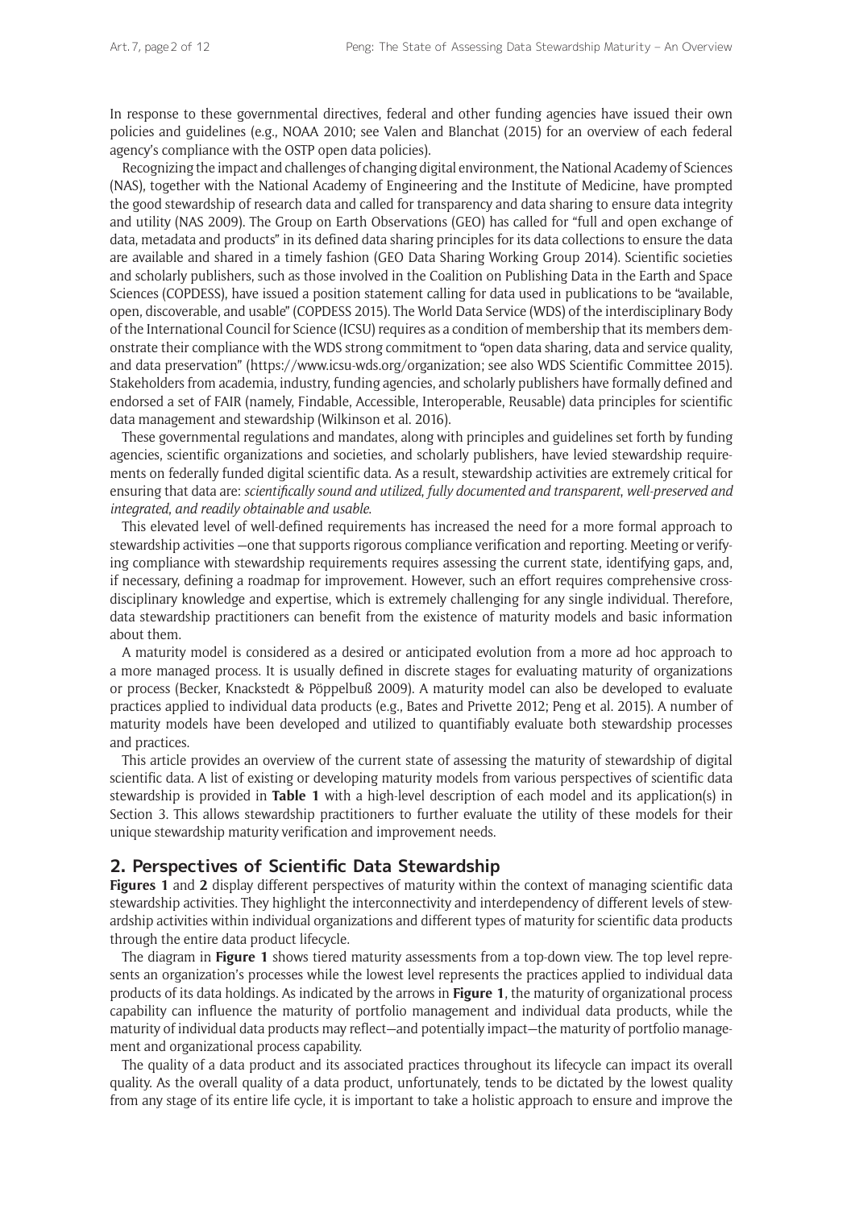In response to these governmental directives, federal and other funding agencies have issued their own policies and guidelines (e.g., NOAA 2010; see Valen and Blanchat (2015) for an overview of each federal agency's compliance with the OSTP open data policies).

Recognizing the impact and challenges of changing digital environment, the National Academy of Sciences (NAS), together with the National Academy of Engineering and the Institute of Medicine, have prompted the good stewardship of research data and called for transparency and data sharing to ensure data integrity and utility (NAS 2009). The Group on Earth Observations (GEO) has called for "full and open exchange of data, metadata and products" in its defined data sharing principles for its data collections to ensure the data are available and shared in a timely fashion (GEO Data Sharing Working Group 2014). Scientific societies and scholarly publishers, such as those involved in the Coalition on Publishing Data in the Earth and Space Sciences (COPDESS), have issued a position statement calling for data used in publications to be "available, open, discoverable, and usable" (COPDESS 2015). The World Data Service (WDS) of the interdisciplinary Body of the International Council for Science (ICSU) requires as a condition of membership that its members demonstrate their compliance with the WDS strong commitment to "open data sharing, data and service quality, and data preservation" (https://www.icsu-wds.org/organization; see also WDS Scientific Committee 2015). Stakeholders from academia, industry, funding agencies, and scholarly publishers have formally defined and endorsed a set of FAIR (namely, Findable, Accessible, Interoperable, Reusable) data principles for scientific data management and stewardship (Wilkinson et al. 2016).

These governmental regulations and mandates, along with principles and guidelines set forth by funding agencies, scientific organizations and societies, and scholarly publishers, have levied stewardship requirements on federally funded digital scientific data. As a result, stewardship activities are extremely critical for ensuring that data are: *scientifically sound and utilized, fully documented and transparent, well-preserved and integrated, and readily obtainable and usable*.

This elevated level of well-defined requirements has increased the need for a more formal approach to stewardship activities —one that supports rigorous compliance verification and reporting. Meeting or verifying compliance with stewardship requirements requires assessing the current state, identifying gaps, and, if necessary, defining a roadmap for improvement. However, such an effort requires comprehensive cross-disciplinary knowledge and expertise, which is extremely challenging for any single individual. Therefore, data stewardship practitioners can benefit from the existence of maturity models and basic information about them.

A maturity model is considered as a desired or anticipated evolution from a more ad hoc approach to a more managed process. It is usually defined in discrete stages for evaluating maturity of organizations or process (Becker, Knackstedt & Pöppelbuß 2009). A maturity model can also be developed to evaluate practices applied to individual data products (e.g., Bates and Privette 2012; Peng et al. 2015). A number of maturity models have been developed and utilized to quantifiably evaluate both stewardship processes and practices.

This article provides an overview of the current state of assessing the maturity of stewardship of digital scientific data. A list of existing or developing maturity models from various perspectives of scientific data stewardship is provided in **Table 1** with a high-level description of each model and its application(s) in Section 3. This allows stewardship practitioners to further evaluate the utility of these models for their unique stewardship maturity verification and improvement needs.

## 2. Perspectives of Scientific Data Stewardship

**Figures 1** and **2** display different perspectives of maturity within the context of managing scientific data stewardship activities. They highlight the interconnectivity and interdependency of different levels of stewardship activities within individual organizations and different types of maturity for scientific data products through the entire data product lifecycle.

The diagram in **Figure 1** shows tiered maturity assessments from a top-down view. The top level represents an organization's processes while the lowest level represents the practices applied to individual data products of its data holdings. As indicated by the arrows in **Figure 1**, the maturity of organizational process capability can influence the maturity of portfolio management and individual data products, while the maturity of individual data products may reflect—and potentially impact—the maturity of portfolio management and organizational process capability.

The quality of a data product and its associated practices throughout its lifecycle can impact its overall quality. As the overall quality of a data product, unfortunately, tends to be dictated by the lowest quality from any stage of its entire life cycle, it is important to take a holistic approach to ensure and improve the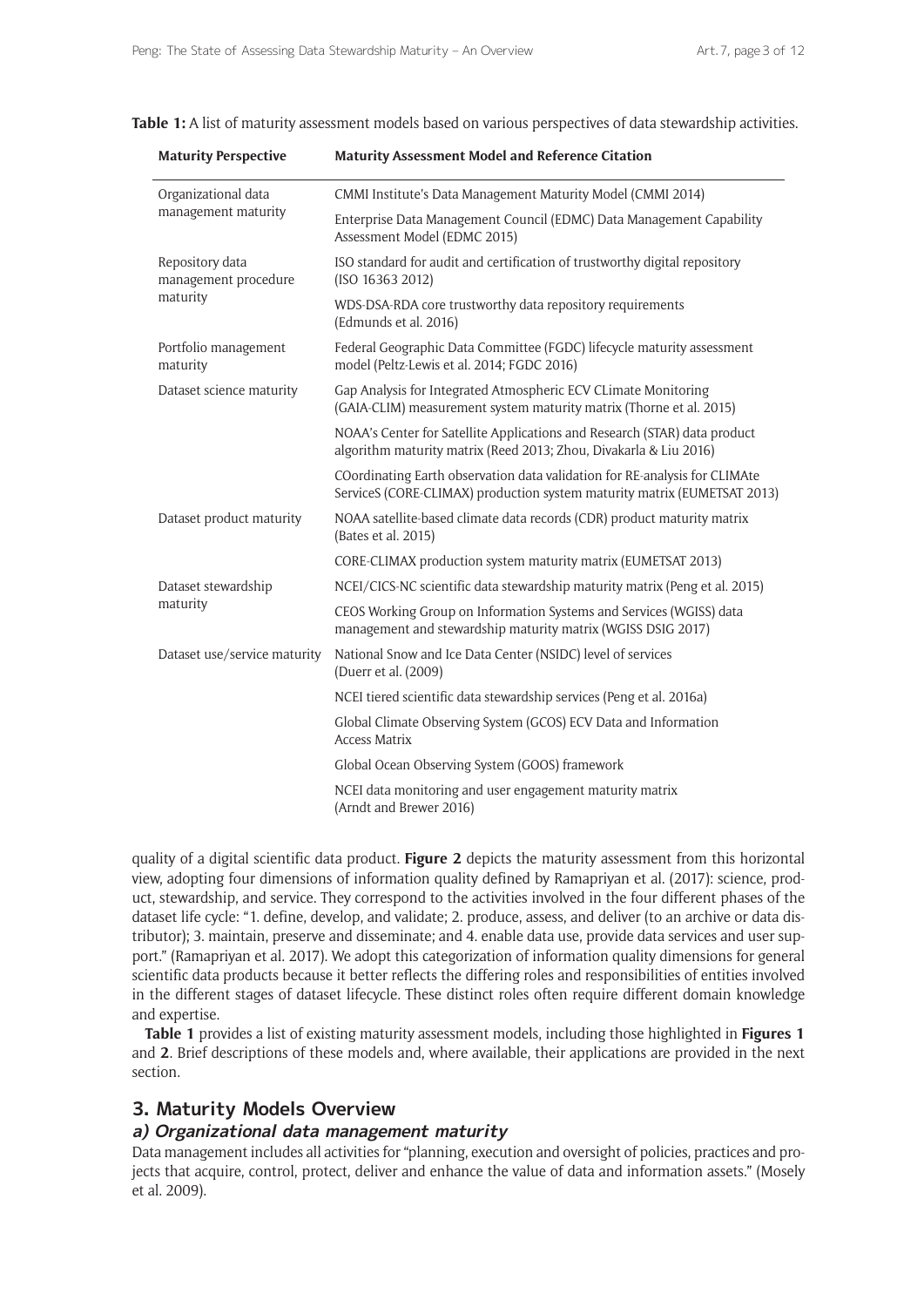**Table 1:** A list of maturity assessment models based on various perspectives of data stewardship activities.

| Maturity Perspective | Maturity Assessment Model and Reference Citation |
|---|---|
| Organizational data management maturity | CMMI Institute's Data Management Maturity Model (CMMI 2014) |
| | Enterprise Data Management Council (EDMC) Data Management Capability Assessment Model (EDMC 2015) |
| Repository data management procedure maturity | ISO standard for audit and certification of trustworthy digital repository (ISO 16363 2012) |
| | WDS-DSA-RDA core trustworthy data repository requirements (Edmunds et al. 2016) |
| Portfolio management maturity | Federal Geographic Data Committee (FGDC) lifecycle maturity assessment model (Peltz-Lewis et al. 2014; FGDC 2016) |
| Dataset science maturity | Gap Analysis for Integrated Atmospheric ECV CLimate Monitoring (GAIA-CLIM) measurement system maturity matrix (Thorne et al. 2015) |
| | NOAA's Center for Satellite Applications and Research (STAR) data product algorithm maturity matrix (Reed 2013; Zhou, Divakarla & Liu 2016) |
| | COordinating Earth observation data validation for RE-analysis for CLIMAte ServiceS (CORE-CLIMAX) production system maturity matrix (EUMETSAT 2013) |
| Dataset product maturity | NOAA satellite-based climate data records (CDR) product maturity matrix (Bates et al. 2015) |
| | CORE-CLIMAX production system maturity matrix (EUMETSAT 2013) |
| Dataset stewardship maturity | NCEI/CICS-NC scientific data stewardship maturity matrix (Peng et al. 2015) |
| | CEOS Working Group on Information Systems and Services (WGISS) data management and stewardship maturity matrix (WGISS DSIG 2017) |
| Dataset use/service maturity | National Snow and Ice Data Center (NSIDC) level of services (Duerr et al. (2009) |
| | NCEI tiered scientific data stewardship services (Peng et al. 2016a) |
| | Global Climate Observing System (GCOS) ECV Data and Information Access Matrix |
| | Global Ocean Observing System (GOOS) framework |
| | NCEI data monitoring and user engagement maturity matrix (Arndt and Brewer 2016) |

quality of a digital scientific data product. **Figure 2** depicts the maturity assessment from this horizontal view, adopting four dimensions of information quality defined by Ramapriyan et al. (2017): science, product, stewardship, and service. They correspond to the activities involved in the four different phases of the dataset life cycle: "1. define, develop, and validate; 2. produce, assess, and deliver (to an archive or data distributor); 3. maintain, preserve and disseminate; and 4. enable data use, provide data services and user support." (Ramapriyan et al. 2017). We adopt this categorization of information quality dimensions for general scientific data products because it better reflects the differing roles and responsibilities of entities involved in the different stages of dataset lifecycle. These distinct roles often require different domain knowledge and expertise.

**Table 1** provides a list of existing maturity assessment models, including those highlighted in **Figures 1** and **2**. Brief descriptions of these models and, where available, their applications are provided in the next section.

## 3. Maturity Models Overview

### *a) Organizational data management maturity*

Data management includes all activities for "planning, execution and oversight of policies, practices and projects that acquire, control, protect, deliver and enhance the value of data and information assets." (Mosely et al. 2009).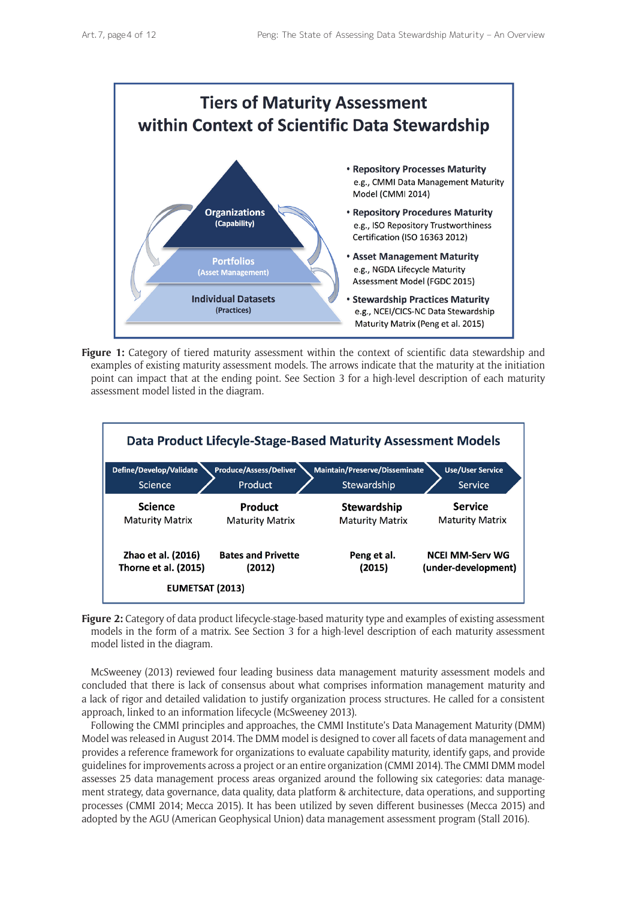**Tiers of Maturity Assessment within Context of Scientific Data Stewardship**

- Organizations (Capability)
- Portfolios (Asset Management)
- Individual Datasets (Practices)

- **Repository Processes Maturity** e.g., CMMI Data Management Maturity Model (CMMI 2014)
- **Repository Procedures Maturity** e.g., ISO Repository Trustworthiness Certification (ISO 16363 2012)
- **Asset Management Maturity** e.g., NGDA Lifecycle Maturity Assessment Model (FGDC 2015)
- **Stewardship Practices Maturity** e.g., NCEI/CICS-NC Data Stewardship Maturity Matrix (Peng et al. 2015)

**Figure 1:** Category of tiered maturity assessment within the context of scientific data stewardship and examples of existing maturity assessment models. The arrows indicate that the maturity at the initiation point can impact that at the ending point. See Section 3 for a high-level description of each maturity assessment model listed in the diagram.

**Data Product Lifecyle-Stage-Based Maturity Assessment Models**

| Define/Develop/Validate Science | Produce/Assess/Deliver Product | Maintain/Preserve/Disseminate Stewardship | Use/User Service Service |
|---|---|---|---|
| **Science** Maturity Matrix | **Product** Maturity Matrix | **Stewardship** Maturity Matrix | **Service** Maturity Matrix |
| **Zhao et al. (2016) Thorne et al. (2015)** | **Bates and Privette (2012)** | **Peng et al. (2015)** | **NCEI MM-Serv WG (under-development)** |
| **EUMETSAT (2013)** | | | |

**Figure 2:** Category of data product lifecycle-stage-based maturity type and examples of existing assessment models in the form of a matrix. See Section 3 for a high-level description of each maturity assessment model listed in the diagram.

McSweeney (2013) reviewed four leading business data management maturity assessment models and concluded that there is lack of consensus about what comprises information management maturity and a lack of rigor and detailed validation to justify organization process structures. He called for a consistent approach, linked to an information lifecycle (McSweeney 2013).

Following the CMMI principles and approaches, the CMMI Institute's Data Management Maturity (DMM) Model was released in August 2014. The DMM model is designed to cover all facets of data management and provides a reference framework for organizations to evaluate capability maturity, identify gaps, and provide guidelines for improvements across a project or an entire organization (CMMI 2014). The CMMI DMM model assesses 25 data management process areas organized around the following six categories: data management strategy, data governance, data quality, data platform & architecture, data operations, and supporting processes (CMMI 2014; Mecca 2015). It has been utilized by seven different businesses (Mecca 2015) and adopted by the AGU (American Geophysical Union) data management assessment program (Stall 2016).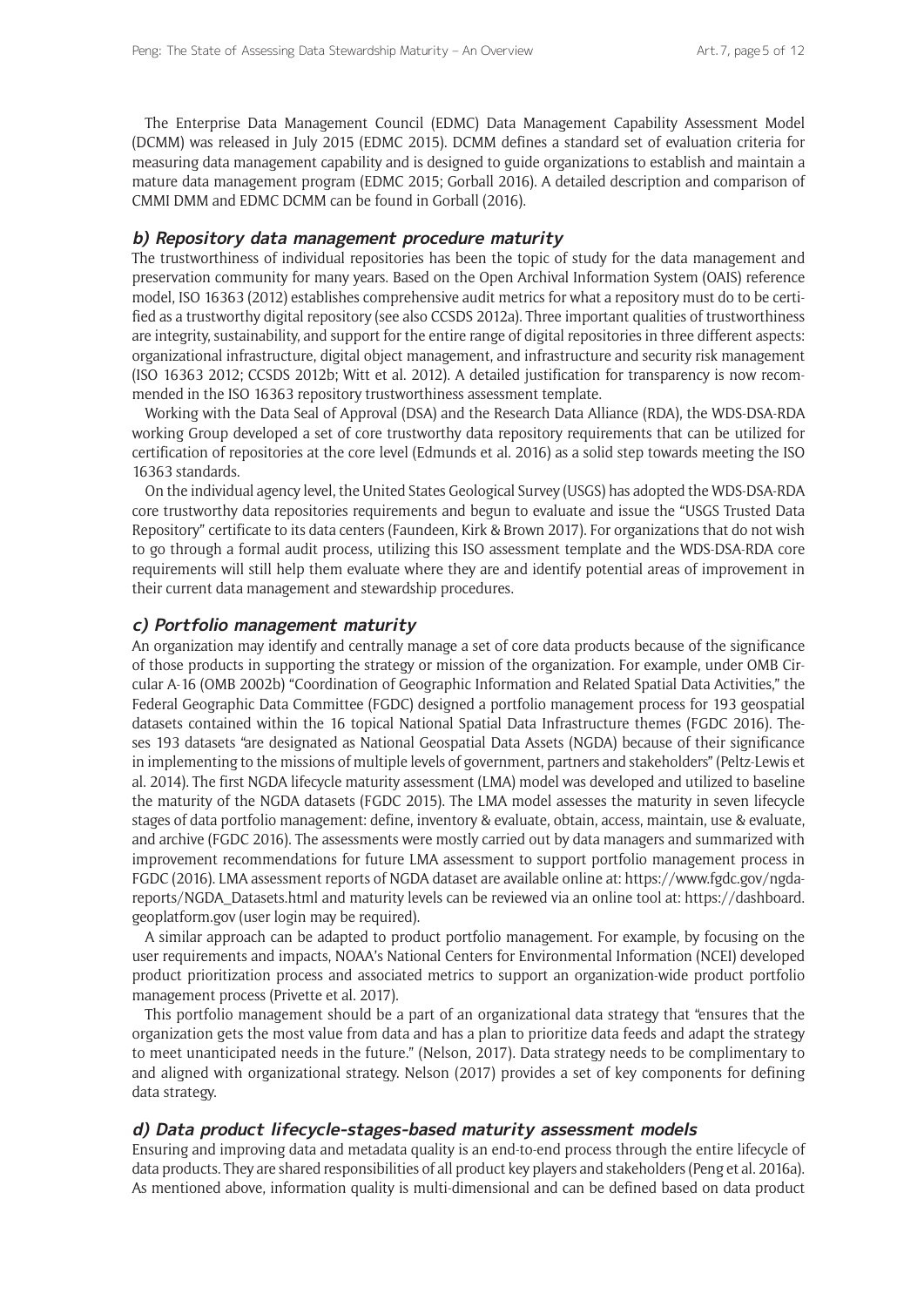The Enterprise Data Management Council (EDMC) Data Management Capability Assessment Model (DCMM) was released in July 2015 (EDMC 2015). DCMM defines a standard set of evaluation criteria for measuring data management capability and is designed to guide organizations to establish and maintain a mature data management program (EDMC 2015; Gorball 2016). A detailed description and comparison of CMMI DMM and EDMC DCMM can be found in Gorball (2016).

### *b) Repository data management procedure maturity*

The trustworthiness of individual repositories has been the topic of study for the data management and preservation community for many years. Based on the Open Archival Information System (OAIS) reference model, ISO 16363 (2012) establishes comprehensive audit metrics for what a repository must do to be certified as a trustworthy digital repository (see also CCSDS 2012a). Three important qualities of trustworthiness are integrity, sustainability, and support for the entire range of digital repositories in three different aspects: organizational infrastructure, digital object management, and infrastructure and security risk management (ISO 16363 2012; CCSDS 2012b; Witt et al. 2012). A detailed justification for transparency is now recommended in the ISO 16363 repository trustworthiness assessment template.

Working with the Data Seal of Approval (DSA) and the Research Data Alliance (RDA), the WDS-DSA-RDA working Group developed a set of core trustworthy data repository requirements that can be utilized for certification of repositories at the core level (Edmunds et al. 2016) as a solid step towards meeting the ISO 16363 standards.

On the individual agency level, the United States Geological Survey (USGS) has adopted the WDS-DSA-RDA core trustworthy data repositories requirements and begun to evaluate and issue the "USGS Trusted Data Repository" certificate to its data centers (Faundeen, Kirk & Brown 2017). For organizations that do not wish to go through a formal audit process, utilizing this ISO assessment template and the WDS-DSA-RDA core requirements will still help them evaluate where they are and identify potential areas of improvement in their current data management and stewardship procedures.

### *c) Portfolio management maturity*

An organization may identify and centrally manage a set of core data products because of the significance of those products in supporting the strategy or mission of the organization. For example, under OMB Circular A-16 (OMB 2002b) "Coordination of Geographic Information and Related Spatial Data Activities," the Federal Geographic Data Committee (FGDC) designed a portfolio management process for 193 geospatial datasets contained within the 16 topical National Spatial Data Infrastructure themes (FGDC 2016). Theses 193 datasets "are designated as National Geospatial Data Assets (NGDA) because of their significance in implementing to the missions of multiple levels of government, partners and stakeholders" (Peltz-Lewis et al. 2014). The first NGDA lifecycle maturity assessment (LMA) model was developed and utilized to baseline the maturity of the NGDA datasets (FGDC 2015). The LMA model assesses the maturity in seven lifecycle stages of data portfolio management: define, inventory & evaluate, obtain, access, maintain, use & evaluate, and archive (FGDC 2016). The assessments were mostly carried out by data managers and summarized with improvement recommendations for future LMA assessment to support portfolio management process in FGDC (2016). LMA assessment reports of NGDA dataset are available online at: https://www.fgdc.gov/ngda-reports/NGDA_Datasets.html and maturity levels can be reviewed via an online tool at: https://dashboard.geoplatform.gov (user login may be required).

A similar approach can be adapted to product portfolio management. For example, by focusing on the user requirements and impacts, NOAA's National Centers for Environmental Information (NCEI) developed product prioritization process and associated metrics to support an organization-wide product portfolio management process (Privette et al. 2017).

This portfolio management should be a part of an organizational data strategy that "ensures that the organization gets the most value from data and has a plan to prioritize data feeds and adapt the strategy to meet unanticipated needs in the future." (Nelson, 2017). Data strategy needs to be complimentary to and aligned with organizational strategy. Nelson (2017) provides a set of key components for defining data strategy.

### *d) Data product lifecycle-stages-based maturity assessment models*

Ensuring and improving data and metadata quality is an end-to-end process through the entire lifecycle of data products. They are shared responsibilities of all product key players and stakeholders (Peng et al. 2016a). As mentioned above, information quality is multi-dimensional and can be defined based on data product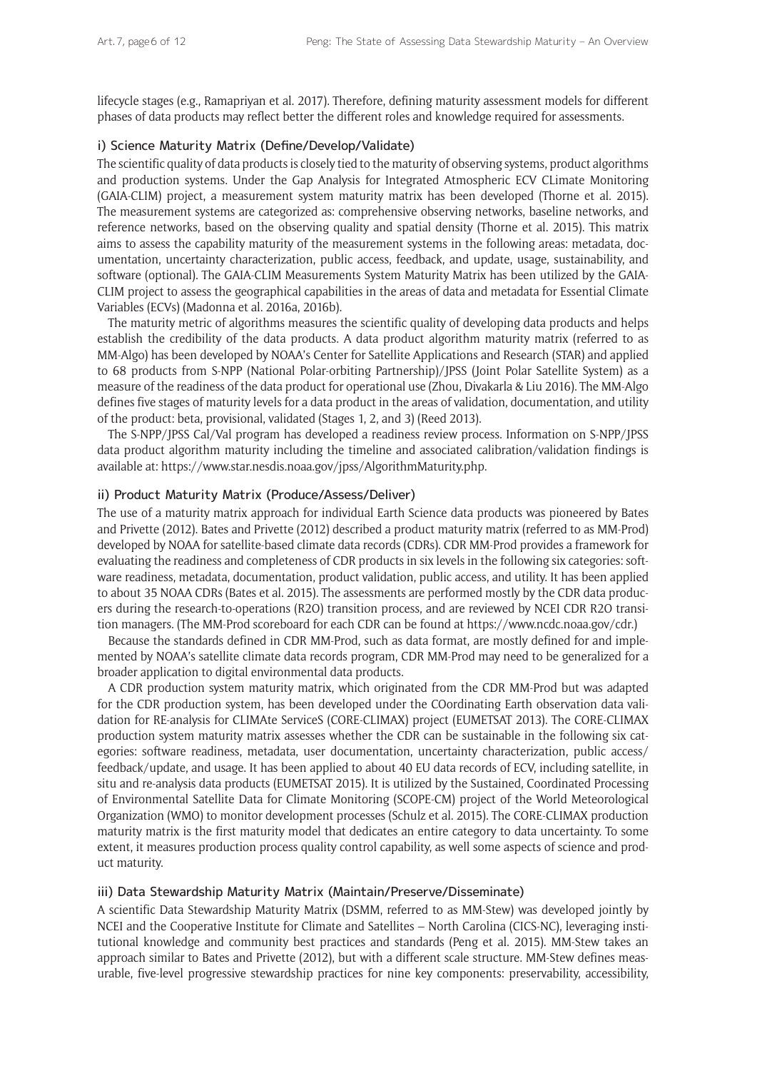lifecycle stages (e.g., Ramapriyan et al. 2017). Therefore, defining maturity assessment models for different phases of data products may reflect better the different roles and knowledge required for assessments.

### i) Science Maturity Matrix (Define/Develop/Validate)

The scientific quality of data products is closely tied to the maturity of observing systems, product algorithms and production systems. Under the Gap Analysis for Integrated Atmospheric ECV CLimate Monitoring (GAIA-CLIM) project, a measurement system maturity matrix has been developed (Thorne et al. 2015). The measurement systems are categorized as: comprehensive observing networks, baseline networks, and reference networks, based on the observing quality and spatial density (Thorne et al. 2015). This matrix aims to assess the capability maturity of the measurement systems in the following areas: metadata, documentation, uncertainty characterization, public access, feedback, and update, usage, sustainability, and software (optional). The GAIA-CLIM Measurements System Maturity Matrix has been utilized by the GAIA-CLIM project to assess the geographical capabilities in the areas of data and metadata for Essential Climate Variables (ECVs) (Madonna et al. 2016a, 2016b).

The maturity metric of algorithms measures the scientific quality of developing data products and helps establish the credibility of the data products. A data product algorithm maturity matrix (referred to as MM-Algo) has been developed by NOAA's Center for Satellite Applications and Research (STAR) and applied to 68 products from S-NPP (National Polar-orbiting Partnership)/JPSS (Joint Polar Satellite System) as a measure of the readiness of the data product for operational use (Zhou, Divakarla & Liu 2016). The MM-Algo defines five stages of maturity levels for a data product in the areas of validation, documentation, and utility of the product: beta, provisional, validated (Stages 1, 2, and 3) (Reed 2013).

The S-NPP/JPSS Cal/Val program has developed a readiness review process. Information on S-NPP/JPSS data product algorithm maturity including the timeline and associated calibration/validation findings is available at: https://www.star.nesdis.noaa.gov/jpss/AlgorithmMaturity.php.

### ii) Product Maturity Matrix (Produce/Assess/Deliver)

The use of a maturity matrix approach for individual Earth Science data products was pioneered by Bates and Privette (2012). Bates and Privette (2012) described a product maturity matrix (referred to as MM-Prod) developed by NOAA for satellite-based climate data records (CDRs). CDR MM-Prod provides a framework for evaluating the readiness and completeness of CDR products in six levels in the following six categories: software readiness, metadata, documentation, product validation, public access, and utility. It has been applied to about 35 NOAA CDRs (Bates et al. 2015). The assessments are performed mostly by the CDR data producers during the research-to-operations (R2O) transition process, and are reviewed by NCEI CDR R2O transition managers. (The MM-Prod scoreboard for each CDR can be found at https://www.ncdc.noaa.gov/cdr.)

Because the standards defined in CDR MM-Prod, such as data format, are mostly defined for and implemented by NOAA's satellite climate data records program, CDR MM-Prod may need to be generalized for a broader application to digital environmental data products.

A CDR production system maturity matrix, which originated from the CDR MM-Prod but was adapted for the CDR production system, has been developed under the COordinating Earth observation data validation for RE-analysis for CLIMAte ServiceS (CORE-CLIMAX) project (EUMETSAT 2013). The CORE-CLIMAX production system maturity matrix assesses whether the CDR can be sustainable in the following six categories: software readiness, metadata, user documentation, uncertainty characterization, public access/feedback/update, and usage. It has been applied to about 40 EU data records of ECV, including satellite, in situ and re-analysis data products (EUMETSAT 2015). It is utilized by the Sustained, Coordinated Processing of Environmental Satellite Data for Climate Monitoring (SCOPE-CM) project of the World Meteorological Organization (WMO) to monitor development processes (Schulz et al. 2015). The CORE-CLIMAX production maturity matrix is the first maturity model that dedicates an entire category to data uncertainty. To some extent, it measures production process quality control capability, as well some aspects of science and product maturity.

### iii) Data Stewardship Maturity Matrix (Maintain/Preserve/Disseminate)

A scientific Data Stewardship Maturity Matrix (DSMM, referred to as MM-Stew) was developed jointly by NCEI and the Cooperative Institute for Climate and Satellites – North Carolina (CICS-NC), leveraging institutional knowledge and community best practices and standards (Peng et al. 2015). MM-Stew takes an approach similar to Bates and Privette (2012), but with a different scale structure. MM-Stew defines measurable, five-level progressive stewardship practices for nine key components: preservability, accessibility,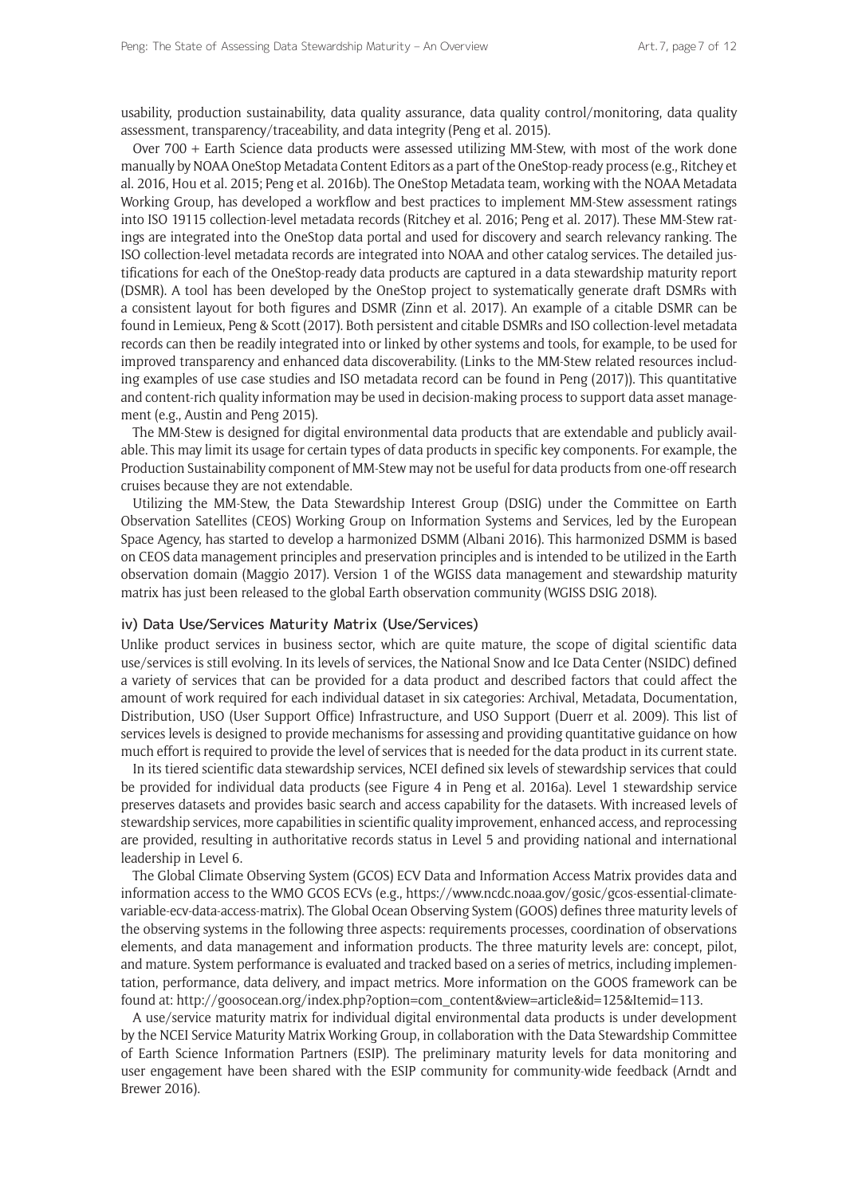usability, production sustainability, data quality assurance, data quality control/monitoring, data quality assessment, transparency/traceability, and data integrity (Peng et al. 2015).

Over 700 + Earth Science data products were assessed utilizing MM-Stew, with most of the work done manually by NOAA OneStop Metadata Content Editors as a part of the OneStop-ready process (e.g., Ritchey et al. 2016, Hou et al. 2015; Peng et al. 2016b). The OneStop Metadata team, working with the NOAA Metadata Working Group, has developed a workflow and best practices to implement MM-Stew assessment ratings into ISO 19115 collection-level metadata records (Ritchey et al. 2016; Peng et al. 2017). These MM-Stew ratings are integrated into the OneStop data portal and used for discovery and search relevancy ranking. The ISO collection-level metadata records are integrated into NOAA and other catalog services. The detailed justifications for each of the OneStop-ready data products are captured in a data stewardship maturity report (DSMR). A tool has been developed by the OneStop project to systematically generate draft DSMRs with a consistent layout for both figures and DSMR (Zinn et al. 2017). An example of a citable DSMR can be found in Lemieux, Peng & Scott (2017). Both persistent and citable DSMRs and ISO collection-level metadata records can then be readily integrated into or linked by other systems and tools, for example, to be used for improved transparency and enhanced data discoverability. (Links to the MM-Stew related resources including examples of use case studies and ISO metadata record can be found in Peng (2017)). This quantitative and content-rich quality information may be used in decision-making process to support data asset management (e.g., Austin and Peng 2015).

The MM-Stew is designed for digital environmental data products that are extendable and publicly available. This may limit its usage for certain types of data products in specific key components. For example, the Production Sustainability component of MM-Stew may not be useful for data products from one-off research cruises because they are not extendable.

Utilizing the MM-Stew, the Data Stewardship Interest Group (DSIG) under the Committee on Earth Observation Satellites (CEOS) Working Group on Information Systems and Services, led by the European Space Agency, has started to develop a harmonized DSMM (Albani 2016). This harmonized DSMM is based on CEOS data management principles and preservation principles and is intended to be utilized in the Earth observation domain (Maggio 2017). Version 1 of the WGISS data management and stewardship maturity matrix has just been released to the global Earth observation community (WGISS DSIG 2018).

### iv) Data Use/Services Maturity Matrix (Use/Services)

Unlike product services in business sector, which are quite mature, the scope of digital scientific data use/services is still evolving. In its levels of services, the National Snow and Ice Data Center (NSIDC) defined a variety of services that can be provided for a data product and described factors that could affect the amount of work required for each individual dataset in six categories: Archival, Metadata, Documentation, Distribution, USO (User Support Office) Infrastructure, and USO Support (Duerr et al. 2009). This list of services levels is designed to provide mechanisms for assessing and providing quantitative guidance on how much effort is required to provide the level of services that is needed for the data product in its current state.

In its tiered scientific data stewardship services, NCEI defined six levels of stewardship services that could be provided for individual data products (see Figure 4 in Peng et al. 2016a). Level 1 stewardship service preserves datasets and provides basic search and access capability for the datasets. With increased levels of stewardship services, more capabilities in scientific quality improvement, enhanced access, and reprocessing are provided, resulting in authoritative records status in Level 5 and providing national and international leadership in Level 6.

The Global Climate Observing System (GCOS) ECV Data and Information Access Matrix provides data and information access to the WMO GCOS ECVs (e.g., https://www.ncdc.noaa.gov/gosic/gcos-essential-climate-variable-ecv-data-access-matrix). The Global Ocean Observing System (GOOS) defines three maturity levels of the observing systems in the following three aspects: requirements processes, coordination of observations elements, and data management and information products. The three maturity levels are: concept, pilot, and mature. System performance is evaluated and tracked based on a series of metrics, including implementation, performance, data delivery, and impact metrics. More information on the GOOS framework can be found at: http://goosocean.org/index.php?option=com_content&view=article&id=125&Itemid=113.

A use/service maturity matrix for individual digital environmental data products is under development by the NCEI Service Maturity Matrix Working Group, in collaboration with the Data Stewardship Committee of Earth Science Information Partners (ESIP). The preliminary maturity levels for data monitoring and user engagement have been shared with the ESIP community for community-wide feedback (Arndt and Brewer 2016).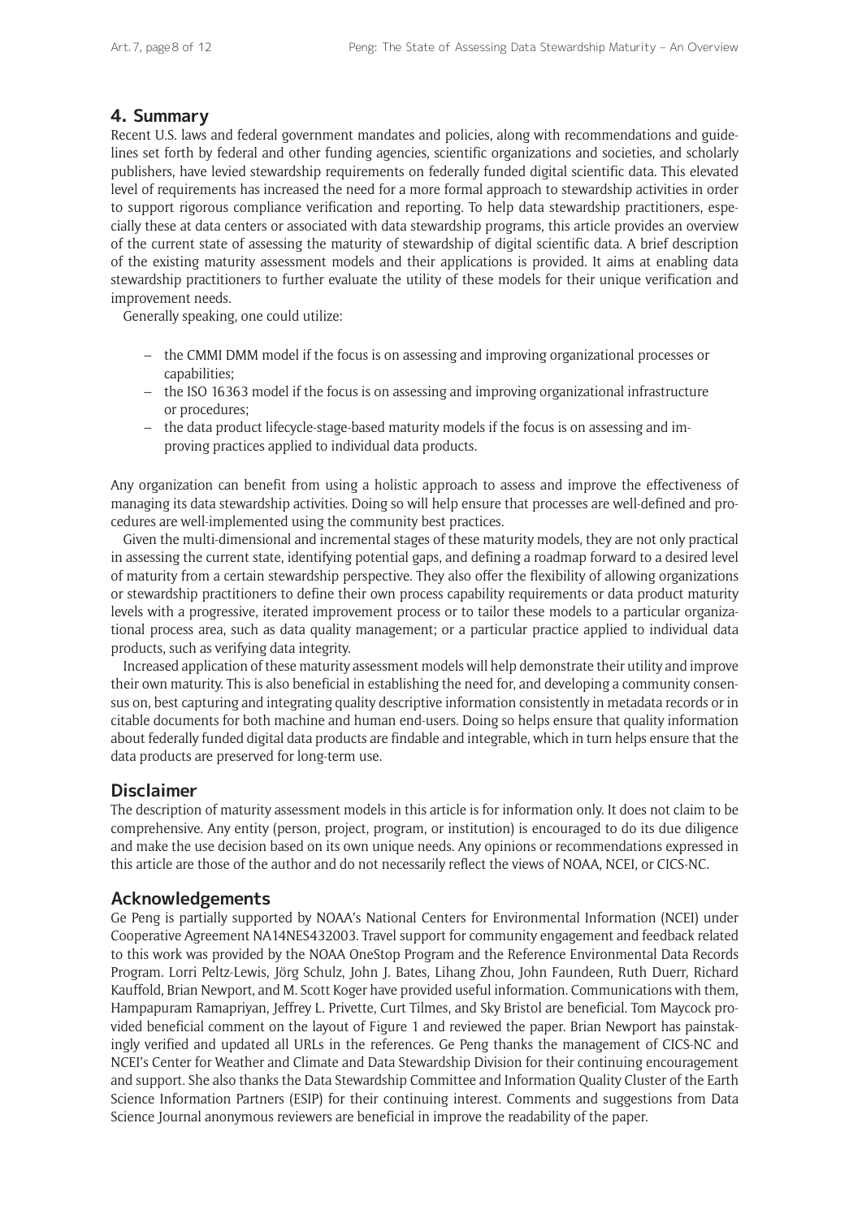## 4. Summary

Recent U.S. laws and federal government mandates and policies, along with recommendations and guidelines set forth by federal and other funding agencies, scientific organizations and societies, and scholarly publishers, have levied stewardship requirements on federally funded digital scientific data. This elevated level of requirements has increased the need for a more formal approach to stewardship activities in order to support rigorous compliance verification and reporting. To help data stewardship practitioners, especially these at data centers or associated with data stewardship programs, this article provides an overview of the current state of assessing the maturity of stewardship of digital scientific data. A brief description of the existing maturity assessment models and their applications is provided. It aims at enabling data stewardship practitioners to further evaluate the utility of these models for their unique verification and improvement needs.

Generally speaking, one could utilize:

- the CMMI DMM model if the focus is on assessing and improving organizational processes or capabilities;
- the ISO 16363 model if the focus is on assessing and improving organizational infrastructure or procedures;
- the data product lifecycle-stage-based maturity models if the focus is on assessing and improving practices applied to individual data products.

Any organization can benefit from using a holistic approach to assess and improve the effectiveness of managing its data stewardship activities. Doing so will help ensure that processes are well-defined and procedures are well-implemented using the community best practices.

Given the multi-dimensional and incremental stages of these maturity models, they are not only practical in assessing the current state, identifying potential gaps, and defining a roadmap forward to a desired level of maturity from a certain stewardship perspective. They also offer the flexibility of allowing organizations or stewardship practitioners to define their own process capability requirements or data product maturity levels with a progressive, iterated improvement process or to tailor these models to a particular organizational process area, such as data quality management; or a particular practice applied to individual data products, such as verifying data integrity.

Increased application of these maturity assessment models will help demonstrate their utility and improve their own maturity. This is also beneficial in establishing the need for, and developing a community consensus on, best capturing and integrating quality descriptive information consistently in metadata records or in citable documents for both machine and human end-users. Doing so helps ensure that quality information about federally funded digital data products are findable and integrable, which in turn helps ensure that the data products are preserved for long-term use.

## Disclaimer

The description of maturity assessment models in this article is for information only. It does not claim to be comprehensive. Any entity (person, project, program, or institution) is encouraged to do its due diligence and make the use decision based on its own unique needs. Any opinions or recommendations expressed in this article are those of the author and do not necessarily reflect the views of NOAA, NCEI, or CICS-NC.

## Acknowledgements

Ge Peng is partially supported by NOAA's National Centers for Environmental Information (NCEI) under Cooperative Agreement NA14NES432003. Travel support for community engagement and feedback related to this work was provided by the NOAA OneStop Program and the Reference Environmental Data Records Program. Lorri Peltz-Lewis, Jörg Schulz, John J. Bates, Lihang Zhou, John Faundeen, Ruth Duerr, Richard Kauffold, Brian Newport, and M. Scott Koger have provided useful information. Communications with them, Hampapuram Ramapriyan, Jeffrey L. Privette, Curt Tilmes, and Sky Bristol are beneficial. Tom Maycock provided beneficial comment on the layout of Figure 1 and reviewed the paper. Brian Newport has painstakingly verified and updated all URLs in the references. Ge Peng thanks the management of CICS-NC and NCEI's Center for Weather and Climate and Data Stewardship Division for their continuing encouragement and support. She also thanks the Data Stewardship Committee and Information Quality Cluster of the Earth Science Information Partners (ESIP) for their continuing interest. Comments and suggestions from Data Science Journal anonymous reviewers are beneficial in improve the readability of the paper.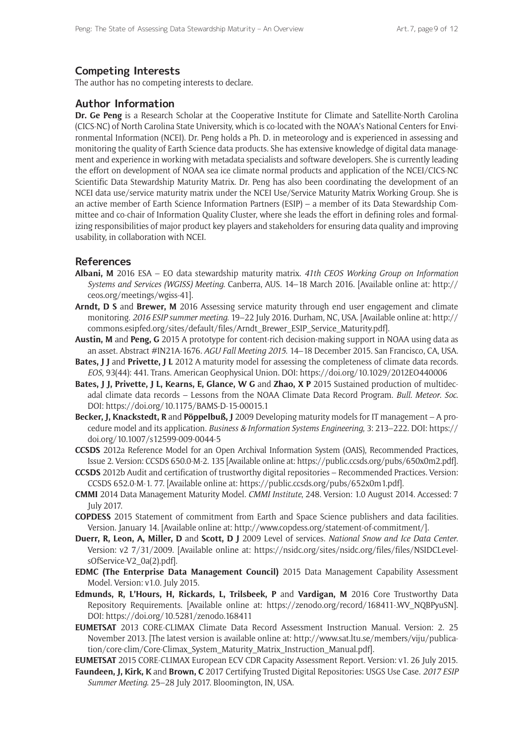## Competing Interests

The author has no competing interests to declare.

## Author Information

**Dr. Ge Peng** is a Research Scholar at the Cooperative Institute for Climate and Satellite-North Carolina (CICS-NC) of North Carolina State University, which is co-located with the NOAA's National Centers for Environmental Information (NCEI). Dr. Peng holds a Ph. D. in meteorology and is experienced in assessing and monitoring the quality of Earth Science data products. She has extensive knowledge of digital data management and experience in working with metadata specialists and software developers. She is currently leading the effort on development of NOAA sea ice climate normal products and application of the NCEI/CICS-NC Scientific Data Stewardship Maturity Matrix. Dr. Peng has also been coordinating the development of an NCEI data use/service maturity matrix under the NCEI Use/Service Maturity Matrix Working Group. She is an active member of Earth Science Information Partners (ESIP) – a member of its Data Stewardship Committee and co-chair of Information Quality Cluster, where she leads the effort in defining roles and formalizing responsibilities of major product key players and stakeholders for ensuring data quality and improving usability, in collaboration with NCEI.

## References

**Albani, M** 2016 ESA – EO data stewardship maturity matrix. *41th CEOS Working Group on Information Systems and Services (WGISS) Meeting*. Canberra, AUS. 14–18 March 2016. [Available online at: http://ceos.org/meetings/wgiss-41].

**Arndt, D S** and **Brewer, M** 2016 Assessing service maturity through end user engagement and climate monitoring. *2016 ESIP summer meeting*. 19–22 July 2016. Durham, NC, USA. [Available online at: http://commons.esipfed.org/sites/default/files/Arndt_Brewer_ESIP_Service_Maturity.pdf].

**Austin, M** and **Peng, G** 2015 A prototype for content-rich decision-making support in NOAA using data as an asset. Abstract #IN21A-1676. *AGU Fall Meeting 2015*. 14–18 December 2015. San Francisco, CA, USA.

**Bates, J J** and **Privette, J L** 2012 A maturity model for assessing the completeness of climate data records. *EOS*, 93(44): 441. Trans. American Geophysical Union. DOI: https://doi.org/10.1029/2012EO440006

**Bates, J J, Privette, J L, Kearns, E, Glance, W G** and **Zhao, X P** 2015 Sustained production of multidecadal climate data records – Lessons from the NOAA Climate Data Record Program. *Bull. Meteor. Soc*. DOI: https://doi.org/10.1175/BAMS-D-15-00015.1

**Becker, J, Knackstedt, R** and **Pöppelbuß, J** 2009 Developing maturity models for IT management – A procedure model and its application. *Business & Information Systems Engineering*, 3: 213–222. DOI: https://doi.org/10.1007/s12599-009-0044-5

**CCSDS** 2012a Reference Model for an Open Archival Information System (OAIS), Recommended Practices, Issue 2. Version: CCSDS 650.0-M-2. 135 [Available online at: https://public.ccsds.org/pubs/650x0m2.pdf].

**CCSDS** 2012b Audit and certification of trustworthy digital repositories – Recommended Practices. Version: CCSDS 652.0-M-1. 77. [Available online at: https://public.ccsds.org/pubs/652x0m1.pdf].

**CMMI** 2014 Data Management Maturity Model. *CMMI Institute*, 248. Version: 1.0 August 2014. Accessed: 7 July 2017.

**COPDESS** 2015 Statement of commitment from Earth and Space Science publishers and data facilities. Version. January 14. [Available online at: http://www.copdess.org/statement-of-commitment/].

**Duerr, R, Leon, A, Miller, D** and **Scott, D J** 2009 Level of services. *National Snow and Ice Data Center*. Version: v2 7/31/2009. [Available online at: https://nsidc.org/sites/nsidc.org/files/files/NSIDCLevelsOfService-V2_0a(2).pdf].

**EDMC (The Enterprise Data Management Council)** 2015 Data Management Capability Assessment Model. Version: v1.0. July 2015.

**Edmunds, R, L'Hours, H, Rickards, L, Trilsbeek, P** and **Vardigan, M** 2016 Core Trustworthy Data Repository Requirements. [Available online at: https://zenodo.org/record/168411-.WV_NQBPyuSN]. DOI: https://doi.org/10.5281/zenodo.168411

**EUMETSAT** 2013 CORE-CLIMAX Climate Data Record Assessment Instruction Manual. Version: 2. 25 November 2013. [The latest version is available online at: http://www.sat.ltu.se/members/viju/publication/core-clim/Core-Climax_System_Maturity_Matrix_Instruction_Manual.pdf].

**EUMETSAT** 2015 CORE-CLIMAX European ECV CDR Capacity Assessment Report. Version: v1. 26 July 2015.

**Faundeen, J, Kirk, K** and **Brown, C** 2017 Certifying Trusted Digital Repositories: USGS Use Case. *2017 ESIP Summer Meeting*. 25–28 July 2017. Bloomington, IN, USA.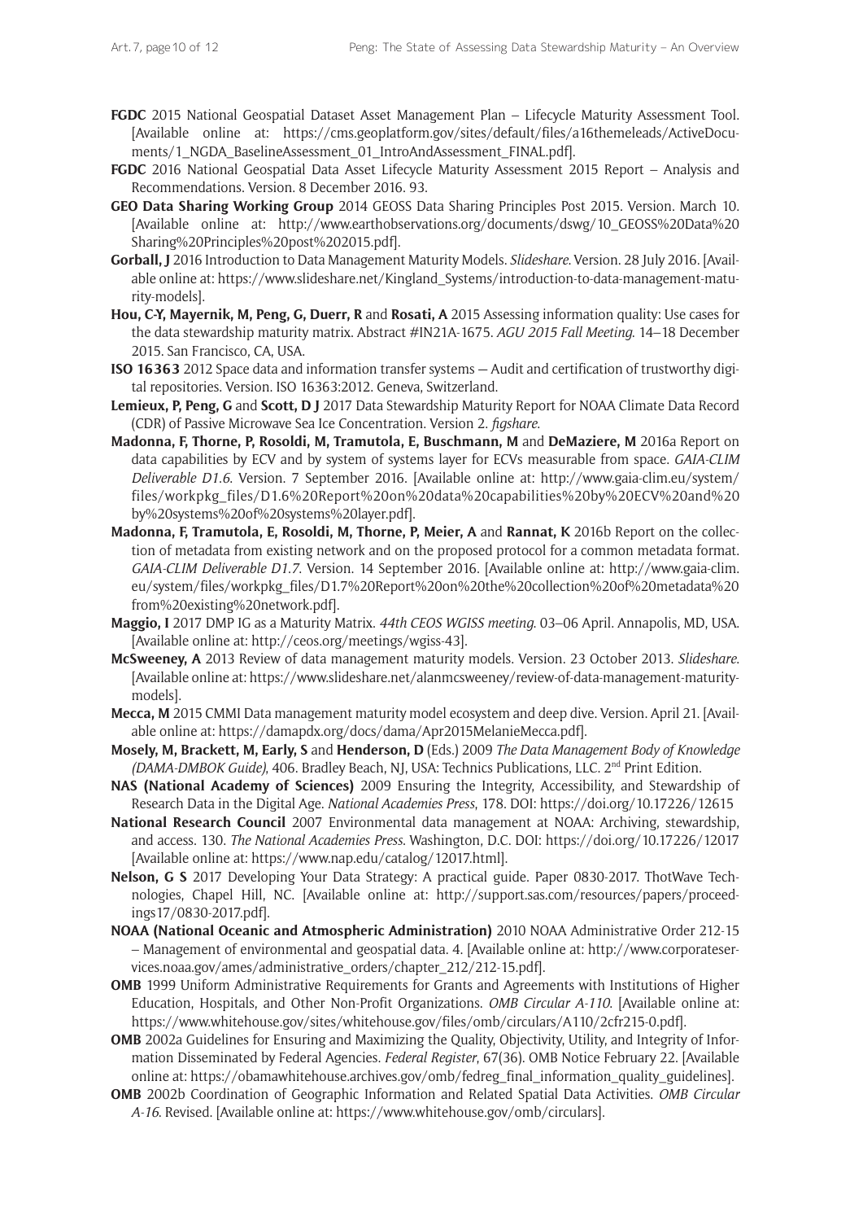**FGDC** 2015 National Geospatial Dataset Asset Management Plan – Lifecycle Maturity Assessment Tool. [Available online at: https://cms.geoplatform.gov/sites/default/files/a16themeleads/ActiveDocuments/1_NGDA_BaselineAssessment_01_IntroAndAssessment_FINAL.pdf].

**FGDC** 2016 National Geospatial Data Asset Lifecycle Maturity Assessment 2015 Report – Analysis and Recommendations. Version. 8 December 2016. 93.

**GEO Data Sharing Working Group** 2014 GEOSS Data Sharing Principles Post 2015. Version. March 10. [Available online at: http://www.earthobservations.org/documents/dswg/10_GEOSS%20Data%20Sharing%20Principles%20post%202015.pdf].

**Gorball, J** 2016 Introduction to Data Management Maturity Models. *Slideshare*. Version. 28 July 2016. [Available online at: https://www.slideshare.net/Kingland_Systems/introduction-to-data-management-maturity-models].

**Hou, C-Y, Mayernik, M, Peng, G, Duerr, R** and **Rosati, A** 2015 Assessing information quality: Use cases for the data stewardship maturity matrix. Abstract #IN21A-1675. *AGU 2015 Fall Meeting*. 14–18 December 2015. San Francisco, CA, USA.

**ISO 16363** 2012 Space data and information transfer systems — Audit and certification of trustworthy digital repositories. Version. ISO 16363:2012. Geneva, Switzerland.

**Lemieux, P, Peng, G** and **Scott, D J** 2017 Data Stewardship Maturity Report for NOAA Climate Data Record (CDR) of Passive Microwave Sea Ice Concentration. Version 2. *figshare*.

**Madonna, F, Thorne, P, Rosoldi, M, Tramutola, E, Buschmann, M** and **DeMaziere, M** 2016a Report on data capabilities by ECV and by system of systems layer for ECVs measurable from space. *GAIA-CLIM Deliverable D1.6*. Version. 7 September 2016. [Available online at: http://www.gaia-clim.eu/system/files/workpkg_files/D1.6%20Report%20on%20data%20capabilities%20by%20ECV%20and%20by%20systems%20of%20systems%20layer.pdf].

**Madonna, F, Tramutola, E, Rosoldi, M, Thorne, P, Meier, A** and **Rannat, K** 2016b Report on the collection of metadata from existing network and on the proposed protocol for a common metadata format. *GAIA-CLIM Deliverable D1.7*. Version. 14 September 2016. [Available online at: http://www.gaia-clim.eu/system/files/workpkg_files/D1.7%20Report%20on%20the%20collection%20of%20metadata%20from%20existing%20network.pdf].

**Maggio, I** 2017 DMP IG as a Maturity Matrix. *44th CEOS WGISS meeting*. 03–06 April. Annapolis, MD, USA. [Available online at: http://ceos.org/meetings/wgiss-43].

**McSweeney, A** 2013 Review of data management maturity models. Version. 23 October 2013. *Slideshare*. [Available online at: https://www.slideshare.net/alanmcsweeney/review-of-data-management-maturity-models].

**Mecca, M** 2015 CMMI Data management maturity model ecosystem and deep dive. Version. April 21. [Available online at: https://damapdx.org/docs/dama/Apr2015MelanieMecca.pdf].

**Mosely, M, Brackett, M, Early, S** and **Henderson, D** (Eds.) 2009 *The Data Management Body of Knowledge (DAMA-DMBOK Guide)*, 406. Bradley Beach, NJ, USA: Technics Publications, LLC. 2nd Print Edition.

**NAS (National Academy of Sciences)** 2009 Ensuring the Integrity, Accessibility, and Stewardship of Research Data in the Digital Age. *National Academies Press*, 178. DOI: https://doi.org/10.17226/12615

**National Research Council** 2007 Environmental data management at NOAA: Archiving, stewardship, and access. 130. *The National Academies Press*. Washington, D.C. DOI: https://doi.org/10.17226/12017 [Available online at: https://www.nap.edu/catalog/12017.html].

**Nelson, G S** 2017 Developing Your Data Strategy: A practical guide. Paper 0830-2017. ThotWave Technologies, Chapel Hill, NC. [Available online at: http://support.sas.com/resources/papers/proceedings17/0830-2017.pdf].

**NOAA (National Oceanic and Atmospheric Administration)** 2010 NOAA Administrative Order 212-15 – Management of environmental and geospatial data. 4. [Available online at: http://www.corporateservices.noaa.gov/ames/administrative_orders/chapter_212/212-15.pdf].

**OMB** 1999 Uniform Administrative Requirements for Grants and Agreements with Institutions of Higher Education, Hospitals, and Other Non-Profit Organizations. *OMB Circular A-110*. [Available online at: https://www.whitehouse.gov/sites/whitehouse.gov/files/omb/circulars/A110/2cfr215-0.pdf].

**OMB** 2002a Guidelines for Ensuring and Maximizing the Quality, Objectivity, Utility, and Integrity of Information Disseminated by Federal Agencies. *Federal Register*, 67(36). OMB Notice February 22. [Available online at: https://obamawhitehouse.archives.gov/omb/fedreg_final_information_quality_guidelines].

**OMB** 2002b Coordination of Geographic Information and Related Spatial Data Activities. *OMB Circular A-16*. Revised. [Available online at: https://www.whitehouse.gov/omb/circulars].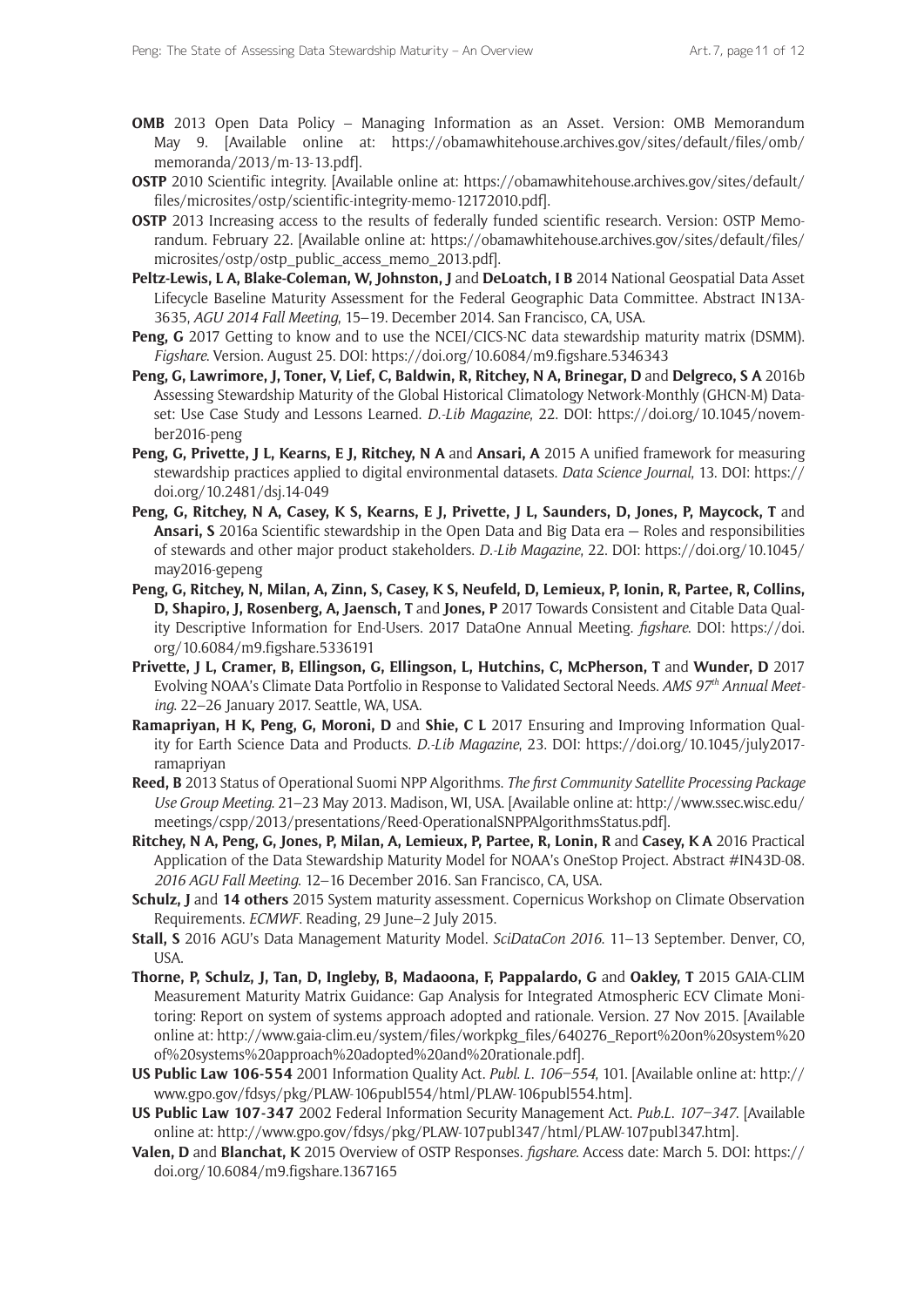**OMB** 2013 Open Data Policy – Managing Information as an Asset. Version: OMB Memorandum May 9. [Available online at: https://obamawhitehouse.archives.gov/sites/default/files/omb/memoranda/2013/m-13-13.pdf].

**OSTP** 2010 Scientific integrity. [Available online at: https://obamawhitehouse.archives.gov/sites/default/files/microsites/ostp/scientific-integrity-memo-12172010.pdf].

**OSTP** 2013 Increasing access to the results of federally funded scientific research. Version: OSTP Memorandum. February 22. [Available online at: https://obamawhitehouse.archives.gov/sites/default/files/microsites/ostp/ostp_public_access_memo_2013.pdf].

**Peltz-Lewis, L A, Blake-Coleman, W, Johnston, J** and **DeLoatch, I B** 2014 National Geospatial Data Asset Lifecycle Baseline Maturity Assessment for the Federal Geographic Data Committee. Abstract IN13A-3635, *AGU 2014 Fall Meeting*, 15–19. December 2014. San Francisco, CA, USA.

**Peng, G** 2017 Getting to know and to use the NCEI/CICS-NC data stewardship maturity matrix (DSMM). *Figshare*. Version. August 25. DOI: https://doi.org/10.6084/m9.figshare.5346343

**Peng, G, Lawrimore, J, Toner, V, Lief, C, Baldwin, R, Ritchey, N A, Brinegar, D** and **Delgreco, S A** 2016b Assessing Stewardship Maturity of the Global Historical Climatology Network-Monthly (GHCN-M) Dataset: Use Case Study and Lessons Learned. *D.-Lib Magazine*, 22. DOI: https://doi.org/10.1045/november2016-peng

**Peng, G, Privette, J L, Kearns, E J, Ritchey, N A** and **Ansari, A** 2015 A unified framework for measuring stewardship practices applied to digital environmental datasets. *Data Science Journal*, 13. DOI: https://doi.org/10.2481/dsj.14-049

**Peng, G, Ritchey, N A, Casey, K S, Kearns, E J, Privette, J L, Saunders, D, Jones, P, Maycock, T** and **Ansari, S** 2016a Scientific stewardship in the Open Data and Big Data era — Roles and responsibilities of stewards and other major product stakeholders. *D.-Lib Magazine*, 22. DOI: https://doi.org/10.1045/may2016-gepeng

**Peng, G, Ritchey, N, Milan, A, Zinn, S, Casey, K S, Neufeld, D, Lemieux, P, Ionin, R, Partee, R, Collins, D, Shapiro, J, Rosenberg, A, Jaensch, T** and **Jones, P** 2017 Towards Consistent and Citable Data Quality Descriptive Information for End-Users. 2017 DataOne Annual Meeting. *figshare*. DOI: https://doi.org/10.6084/m9.figshare.5336191

**Privette, J L, Cramer, B, Ellingson, G, Ellingson, L, Hutchins, C, McPherson, T** and **Wunder, D** 2017 Evolving NOAA's Climate Data Portfolio in Response to Validated Sectoral Needs. *AMS 97th Annual Meeting*. 22–26 January 2017. Seattle, WA, USA.

**Ramapriyan, H K, Peng, G, Moroni, D** and **Shie, C L** 2017 Ensuring and Improving Information Quality for Earth Science Data and Products. *D.-Lib Magazine*, 23. DOI: https://doi.org/10.1045/july2017-ramapriyan

**Reed, B** 2013 Status of Operational Suomi NPP Algorithms. *The first Community Satellite Processing Package Use Group Meeting*. 21–23 May 2013. Madison, WI, USA. [Available online at: http://www.ssec.wisc.edu/meetings/cspp/2013/presentations/Reed-OperationalSNPPAlgorithmsStatus.pdf].

**Ritchey, N A, Peng, G, Jones, P, Milan, A, Lemieux, P, Partee, R, Lonin, R** and **Casey, K A** 2016 Practical Application of the Data Stewardship Maturity Model for NOAA's OneStop Project. Abstract #IN43D-08. *2016 AGU Fall Meeting*. 12–16 December 2016. San Francisco, CA, USA.

**Schulz, J** and **14 others** 2015 System maturity assessment. Copernicus Workshop on Climate Observation Requirements. *ECMWF*. Reading, 29 June–2 July 2015.

**Stall, S** 2016 AGU's Data Management Maturity Model. *SciDataCon 2016*. 11–13 September. Denver, CO, USA.

**Thorne, P, Schulz, J, Tan, D, Ingleby, B, Madaoona, F, Pappalardo, G** and **Oakley, T** 2015 GAIA-CLIM Measurement Maturity Matrix Guidance: Gap Analysis for Integrated Atmospheric ECV Climate Monitoring: Report on system of systems approach adopted and rationale. Version. 27 Nov 2015. [Available online at: http://www.gaia-clim.eu/system/files/workpkg_files/640276_Report%20on%20system%20of%20systems%20approach%20adopted%20and%20rationale.pdf].

**US Public Law 106-554** 2001 Information Quality Act. *Publ. L. 106–554*, 101. [Available online at: http://www.gpo.gov/fdsys/pkg/PLAW-106publ554/html/PLAW-106publ554.htm].

**US Public Law 107-347** 2002 Federal Information Security Management Act. *Pub.L. 107–347*. [Available online at: http://www.gpo.gov/fdsys/pkg/PLAW-107publ347/html/PLAW-107publ347.htm].

**Valen, D** and **Blanchat, K** 2015 Overview of OSTP Responses. *figshare*. Access date: March 5. DOI: https://doi.org/10.6084/m9.figshare.1367165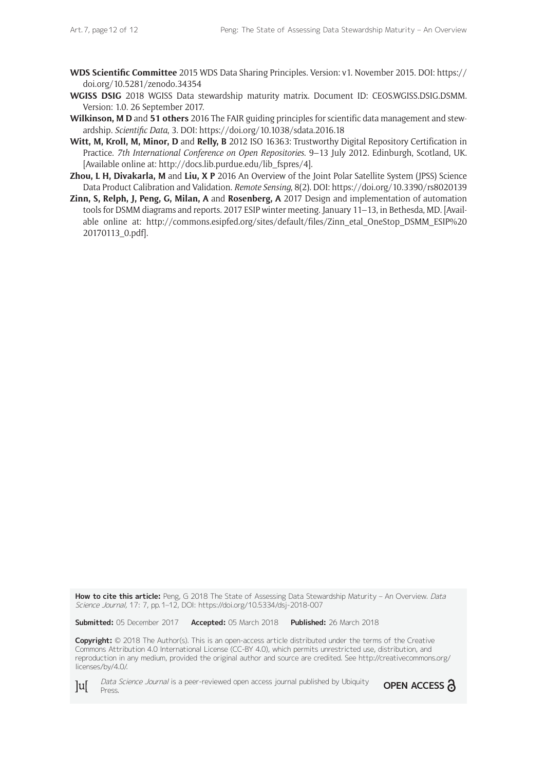**WDS Scientific Committee** 2015 WDS Data Sharing Principles. Version: v1. November 2015. DOI: https://doi.org/10.5281/zenodo.34354

**WGISS DSIG** 2018 WGISS Data stewardship maturity matrix. Document ID: CEOS.WGISS.DSIG.DSMM. Version: 1.0. 26 September 2017.

**Wilkinson, M D** and **51 others** 2016 The FAIR guiding principles for scientific data management and stewardship. *Scientific Data*, 3. DOI: https://doi.org/10.1038/sdata.2016.18

**Witt, M, Kroll, M, Minor, D** and **Relly, B** 2012 ISO 16363: Trustworthy Digital Repository Certification in Practice. *7th International Conference on Open Repositories*. 9–13 July 2012. Edinburgh, Scotland, UK. [Available online at: http://docs.lib.purdue.edu/lib_fspres/4].

**Zhou, L H, Divakarla, M** and **Liu, X P** 2016 An Overview of the Joint Polar Satellite System (JPSS) Science Data Product Calibration and Validation. *Remote Sensing*, 8(2). DOI: https://doi.org/10.3390/rs8020139

**Zinn, S, Relph, J, Peng, G, Milan, A** and **Rosenberg, A** 2017 Design and implementation of automation tools for DSMM diagrams and reports. 2017 ESIP winter meeting. January 11–13, in Bethesda, MD. [Available online at: http://commons.esipfed.org/sites/default/files/Zinn_etal_OneStop_DSMM_ESIP%20 20170113_0.pdf].

**How to cite this article:** Peng, G 2018 The State of Assessing Data Stewardship Maturity – An Overview. *Data Science Journal*, 17: 7, pp. 1–12, DOI: https://doi.org/10.5334/dsj-2018-007

**Submitted:** 05 December 2017 **Accepted:** 05 March 2018 **Published:** 26 March 2018

**Copyright:** © 2018 The Author(s). This is an open-access article distributed under the terms of the Creative Commons Attribution 4.0 International License (CC-BY 4.0), which permits unrestricted use, distribution, and reproduction in any medium, provided the original author and source are credited. See http://creativecommons.org/licenses/by/4.0/.

*Data Science Journal* is a peer-reviewed open access journal published by Ubiquity Press.

**OPEN ACCESS**